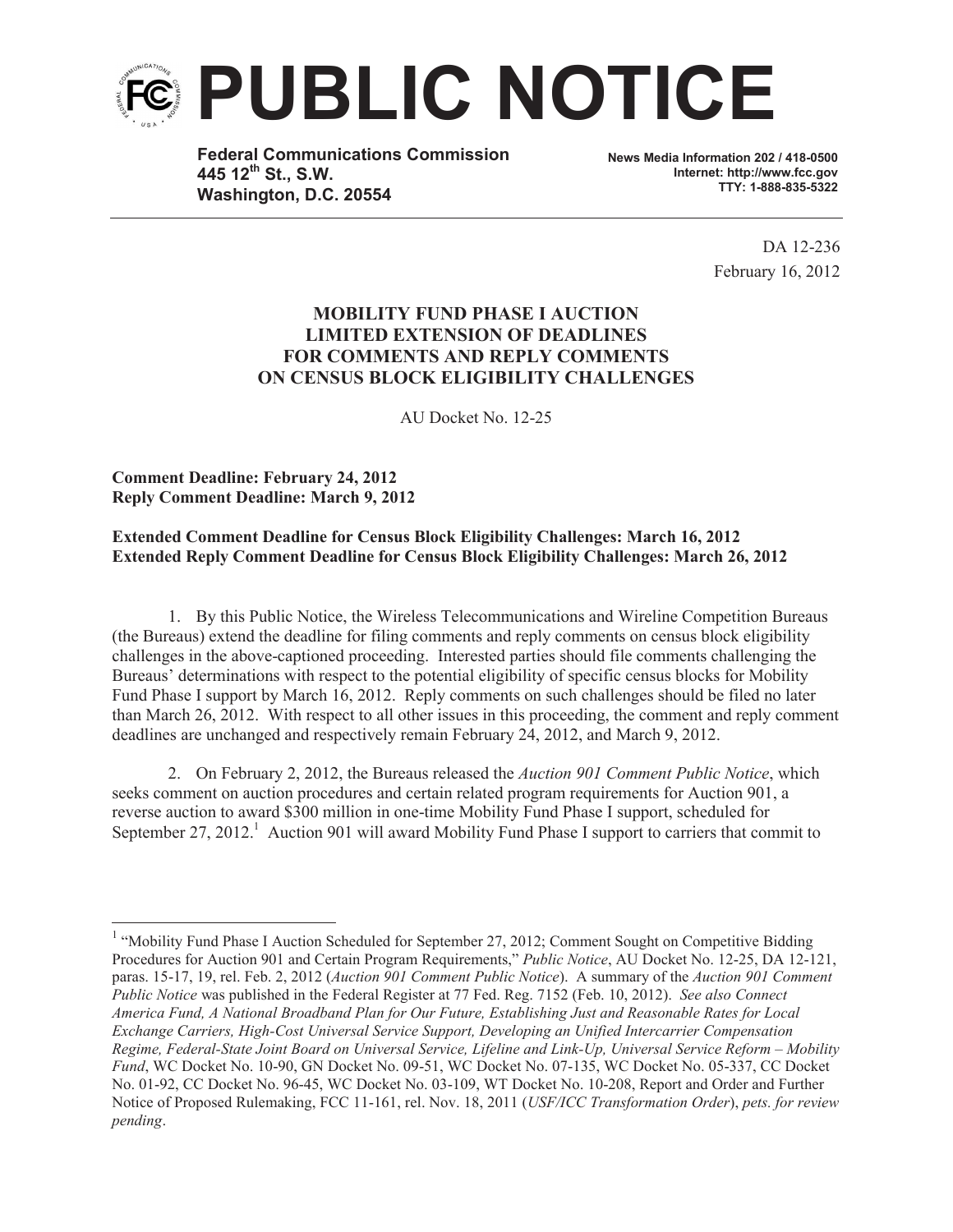# PUBLIC NOTICE

**Federal Communications Commission**
**445 12th St., S.W.**
**Washington, D.C. 20554**

**News Media Information 202 / 418-0500**
**Internet: http://www.fcc.gov**
**TTY: 1-888-835-5322**

DA 12-236
February 16, 2012

**MOBILITY FUND PHASE I AUCTION**
**LIMITED EXTENSION OF DEADLINES**
**FOR COMMENTS AND REPLY COMMENTS**
**ON CENSUS BLOCK ELIGIBILITY CHALLENGES**

AU Docket No. 12-25

**Comment Deadline: February 24, 2012**
**Reply Comment Deadline: March 9, 2012**

**Extended Comment Deadline for Census Block Eligibility Challenges: March 16, 2012**
**Extended Reply Comment Deadline for Census Block Eligibility Challenges: March 26, 2012**

1. By this Public Notice, the Wireless Telecommunications and Wireline Competition Bureaus (the Bureaus) extend the deadline for filing comments and reply comments on census block eligibility challenges in the above-captioned proceeding. Interested parties should file comments challenging the Bureaus' determinations with respect to the potential eligibility of specific census blocks for Mobility Fund Phase I support by March 16, 2012. Reply comments on such challenges should be filed no later than March 26, 2012. With respect to all other issues in this proceeding, the comment and reply comment deadlines are unchanged and respectively remain February 24, 2012, and March 9, 2012.

2. On February 2, 2012, the Bureaus released the *Auction 901 Comment Public Notice*, which seeks comment on auction procedures and certain related program requirements for Auction 901, a reverse auction to award $300 million in one-time Mobility Fund Phase I support, scheduled for September 27, 2012.[1] Auction 901 will award Mobility Fund Phase I support to carriers that commit to

---

[1] "Mobility Fund Phase I Auction Scheduled for September 27, 2012; Comment Sought on Competitive Bidding Procedures for Auction 901 and Certain Program Requirements," *Public Notice*, AU Docket No. 12-25, DA 12-121, paras. 15-17, 19, rel. Feb. 2, 2012 (*Auction 901 Comment Public Notice*). A summary of the *Auction 901 Comment Public Notice* was published in the Federal Register at 77 Fed. Reg. 7152 (Feb. 10, 2012). *See also Connect America Fund, A National Broadband Plan for Our Future, Establishing Just and Reasonable Rates for Local Exchange Carriers, High-Cost Universal Service Support, Developing an Unified Intercarrier Compensation Regime, Federal-State Joint Board on Universal Service, Lifeline and Link-Up, Universal Service Reform – Mobility Fund*, WC Docket No. 10-90, GN Docket No. 09-51, WC Docket No. 07-135, WC Docket No. 05-337, CC Docket No. 01-92, CC Docket No. 96-45, WC Docket No. 03-109, WT Docket No. 10-208, Report and Order and Further Notice of Proposed Rulemaking, FCC 11-161, rel. Nov. 18, 2011 (*USF/ICC Transformation Order*), *pets. for review pending*.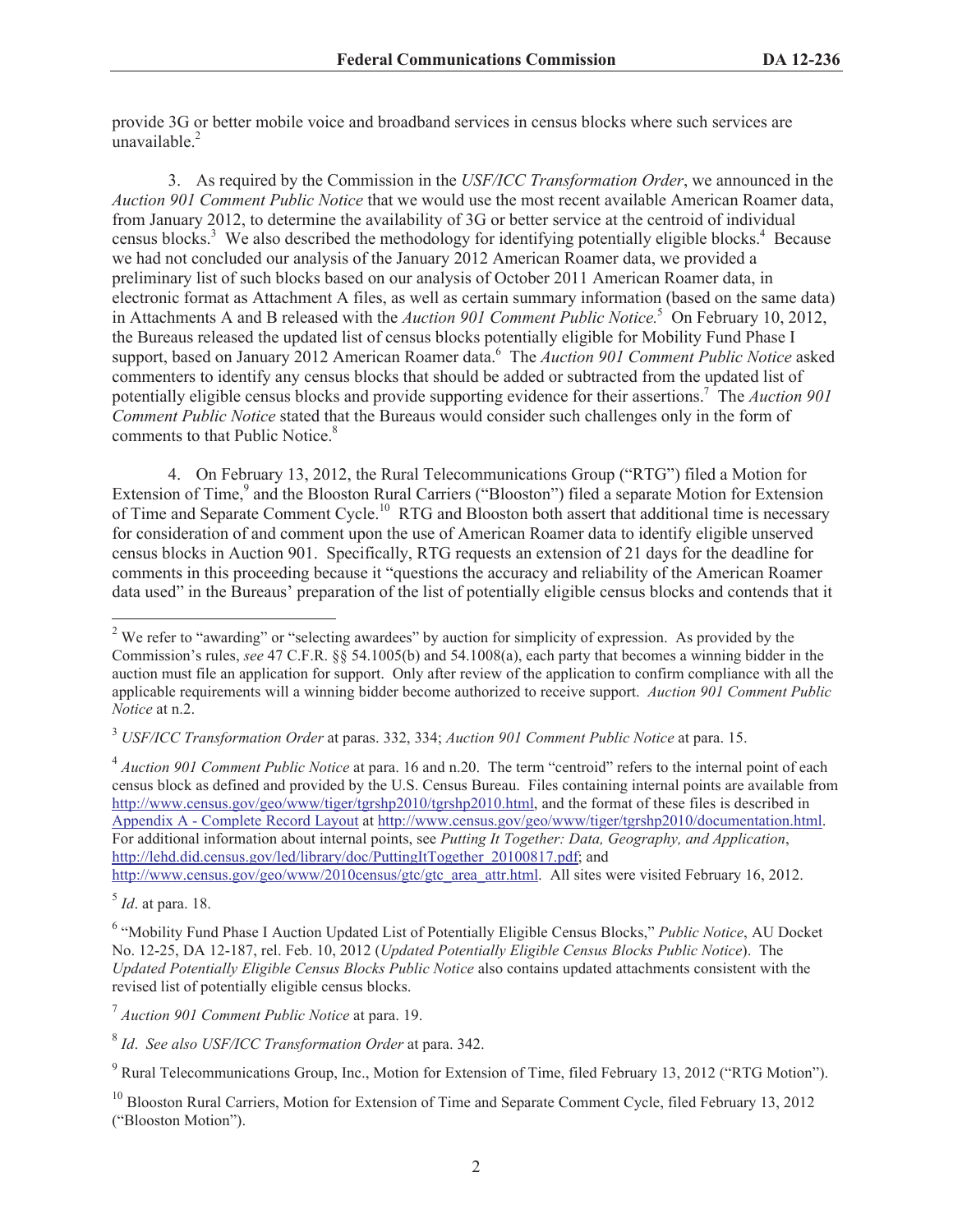provide 3G or better mobile voice and broadband services in census blocks where such services are unavailable.[2]

3. As required by the Commission in the *USF/ICC Transformation Order*, we announced in the *Auction 901 Comment Public Notice* that we would use the most recent available American Roamer data, from January 2012, to determine the availability of 3G or better service at the centroid of individual census blocks.[3] We also described the methodology for identifying potentially eligible blocks.[4] Because we had not concluded our analysis of the January 2012 American Roamer data, we provided a preliminary list of such blocks based on our analysis of October 2011 American Roamer data, in electronic format as Attachment A files, as well as certain summary information (based on the same data) in Attachments A and B released with the *Auction 901 Comment Public Notice.*[5] On February 10, 2012, the Bureaus released the updated list of census blocks potentially eligible for Mobility Fund Phase I support, based on January 2012 American Roamer data.[6] The *Auction 901 Comment Public Notice* asked commenters to identify any census blocks that should be added or subtracted from the updated list of potentially eligible census blocks and provide supporting evidence for their assertions.[7] The *Auction 901 Comment Public Notice* stated that the Bureaus would consider such challenges only in the form of comments to that Public Notice.[8]

4. On February 13, 2012, the Rural Telecommunications Group ("RTG") filed a Motion for Extension of Time,[9] and the Blooston Rural Carriers ("Blooston") filed a separate Motion for Extension of Time and Separate Comment Cycle.[10] RTG and Blooston both assert that additional time is necessary for consideration of and comment upon the use of American Roamer data to identify eligible unserved census blocks in Auction 901. Specifically, RTG requests an extension of 21 days for the deadline for comments in this proceeding because it "questions the accuracy and reliability of the American Roamer data used" in the Bureaus' preparation of the list of potentially eligible census blocks and contends that it

---

[2] We refer to "awarding" or "selecting awardees" by auction for simplicity of expression. As provided by the Commission's rules, *see* 47 C.F.R. §§ 54.1005(b) and 54.1008(a), each party that becomes a winning bidder in the auction must file an application for support. Only after review of the application to confirm compliance with all the applicable requirements will a winning bidder become authorized to receive support. *Auction 901 Comment Public Notice* at n.2.

[3] *USF/ICC Transformation Order* at paras. 332, 334; *Auction 901 Comment Public Notice* at para. 15.

[4] *Auction 901 Comment Public Notice* at para. 16 and n.20. The term "centroid" refers to the internal point of each census block as defined and provided by the U.S. Census Bureau. Files containing internal points are available from http://www.census.gov/geo/www/tiger/tgrshp2010/tgrshp2010.html, and the format of these files is described in Appendix A - Complete Record Layout at http://www.census.gov/geo/www/tiger/tgrshp2010/documentation.html. For additional information about internal points, see *Putting It Together: Data, Geography, and Application*, http://lehd.did.census.gov/led/library/doc/PuttingItTogether_20100817.pdf; and http://www.census.gov/geo/www/2010census/gtc/gtc_area_attr.html. All sites were visited February 16, 2012.

[5] *Id*. at para. 18.

[6] "Mobility Fund Phase I Auction Updated List of Potentially Eligible Census Blocks," *Public Notice*, AU Docket No. 12-25, DA 12-187, rel. Feb. 10, 2012 (*Updated Potentially Eligible Census Blocks Public Notice*). The *Updated Potentially Eligible Census Blocks Public Notice* also contains updated attachments consistent with the revised list of potentially eligible census blocks.

[7] *Auction 901 Comment Public Notice* at para. 19.

[8] *Id*. *See also USF/ICC Transformation Order* at para. 342.

[9] Rural Telecommunications Group, Inc., Motion for Extension of Time, filed February 13, 2012 ("RTG Motion").

[10] Blooston Rural Carriers, Motion for Extension of Time and Separate Comment Cycle, filed February 13, 2012 ("Blooston Motion").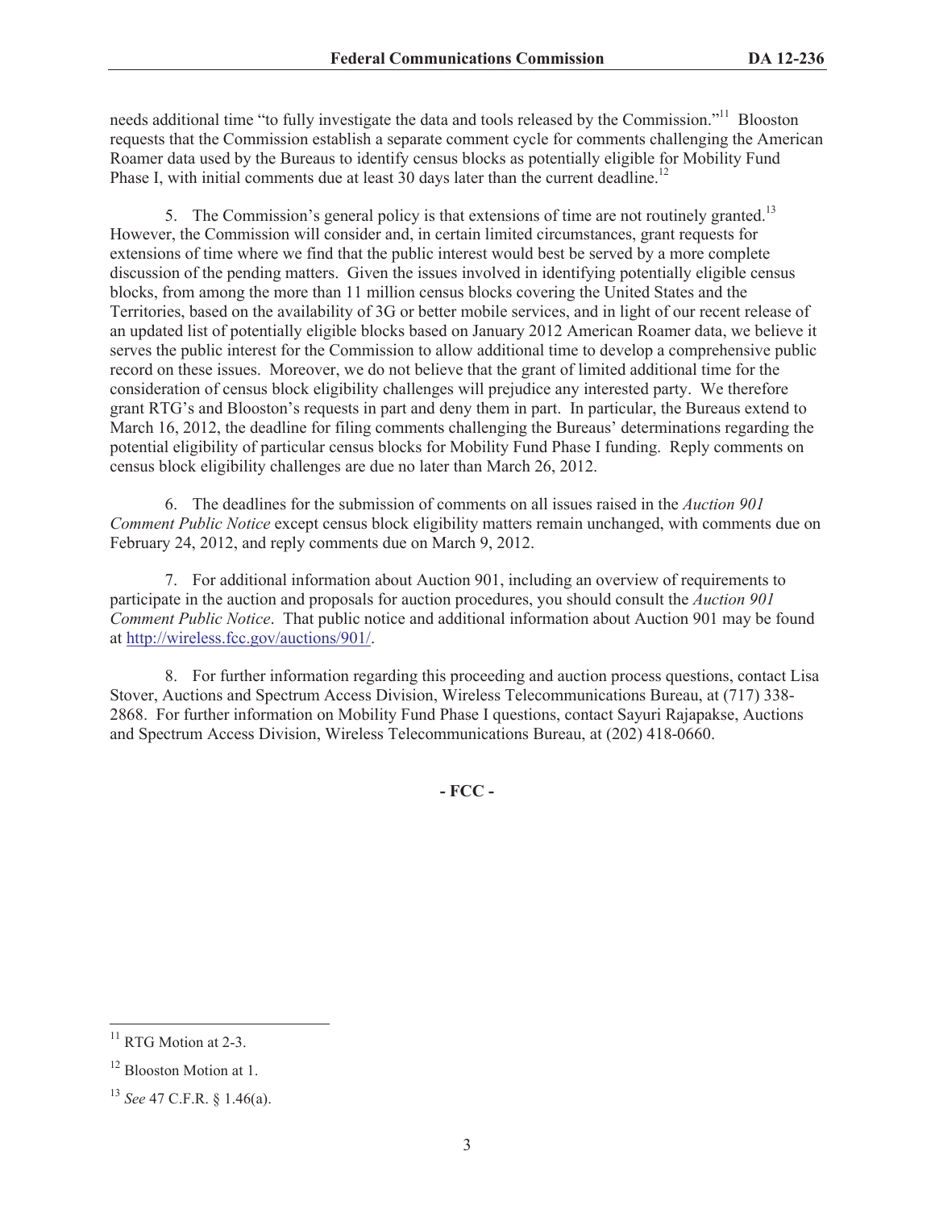needs additional time "to fully investigate the data and tools released by the Commission."[11] Blooston requests that the Commission establish a separate comment cycle for comments challenging the American Roamer data used by the Bureaus to identify census blocks as potentially eligible for Mobility Fund Phase I, with initial comments due at least 30 days later than the current deadline.[12]

5. The Commission's general policy is that extensions of time are not routinely granted.[13] However, the Commission will consider and, in certain limited circumstances, grant requests for extensions of time where we find that the public interest would best be served by a more complete discussion of the pending matters. Given the issues involved in identifying potentially eligible census blocks, from among the more than 11 million census blocks covering the United States and the Territories, based on the availability of 3G or better mobile services, and in light of our recent release of an updated list of potentially eligible blocks based on January 2012 American Roamer data, we believe it serves the public interest for the Commission to allow additional time to develop a comprehensive public record on these issues. Moreover, we do not believe that the grant of limited additional time for the consideration of census block eligibility challenges will prejudice any interested party. We therefore grant RTG's and Blooston's requests in part and deny them in part. In particular, the Bureaus extend to March 16, 2012, the deadline for filing comments challenging the Bureaus' determinations regarding the potential eligibility of particular census blocks for Mobility Fund Phase I funding. Reply comments on census block eligibility challenges are due no later than March 26, 2012.

6. The deadlines for the submission of comments on all issues raised in the *Auction 901 Comment Public Notice* except census block eligibility matters remain unchanged, with comments due on February 24, 2012, and reply comments due on March 9, 2012.

7. For additional information about Auction 901, including an overview of requirements to participate in the auction and proposals for auction procedures, you should consult the *Auction 901 Comment Public Notice*. That public notice and additional information about Auction 901 may be found at http://wireless.fcc.gov/auctions/901/.

8. For further information regarding this proceeding and auction process questions, contact Lisa Stover, Auctions and Spectrum Access Division, Wireless Telecommunications Bureau, at (717) 338-2868. For further information on Mobility Fund Phase I questions, contact Sayuri Rajapakse, Auctions and Spectrum Access Division, Wireless Telecommunications Bureau, at (202) 418-0660.

**- FCC -**

[11] RTG Motion at 2-3.

[12] Blooston Motion at 1.

[13] *See* 47 C.F.R. § 1.46(a).